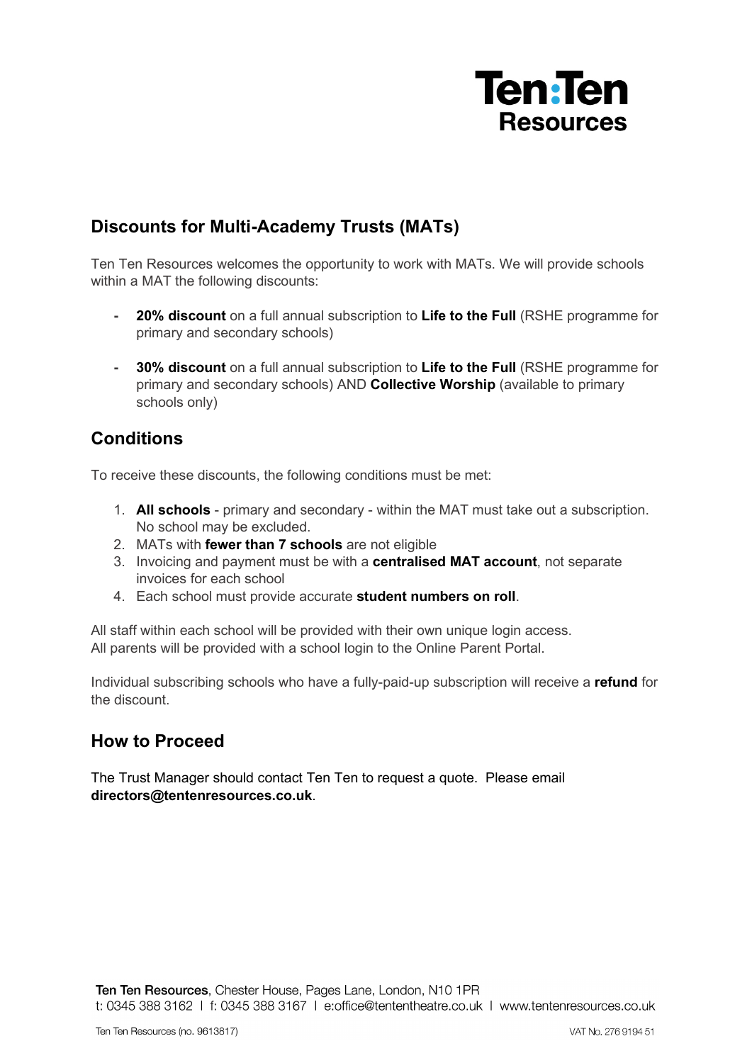# Ten:Ten Resources

## Discounts for Multi-Academy Trusts (MATs)

Ten Ten Resources welcomes the opportunity to work with MATs. We will provide schools within a MAT the following discounts:

- **20% discount** on a full annual subscription to **Life to the Full** (RSHE programme for primary and secondary schools)

- **30% discount** on a full annual subscription to **Life to the Full** (RSHE programme for primary and secondary schools) AND **Collective Worship** (available to primary schools only)

## Conditions

To receive these discounts, the following conditions must be met:

1. **All schools** - primary and secondary - within the MAT must take out a subscription. No school may be excluded.
2. MATs with **fewer than 7 schools** are not eligible
3. Invoicing and payment must be with a **centralised MAT account**, not separate invoices for each school
4. Each school must provide accurate **student numbers on roll**.

All staff within each school will be provided with their own unique login access.
All parents will be provided with a school login to the Online Parent Portal.

Individual subscribing schools who have a fully-paid-up subscription will receive a **refund** for the discount.

## How to Proceed

The Trust Manager should contact Ten Ten to request a quote. Please email **directors@tentenresources.co.uk**.

**Ten Ten Resources**, Chester House, Pages Lane, London, N10 1PR
t: 0345 388 3162 | f: 0345 388 3167 | e:office@tententheatre.co.uk | www.tentenresources.co.uk

Ten Ten Resources (no. 9613817) VAT No. 276 9194 51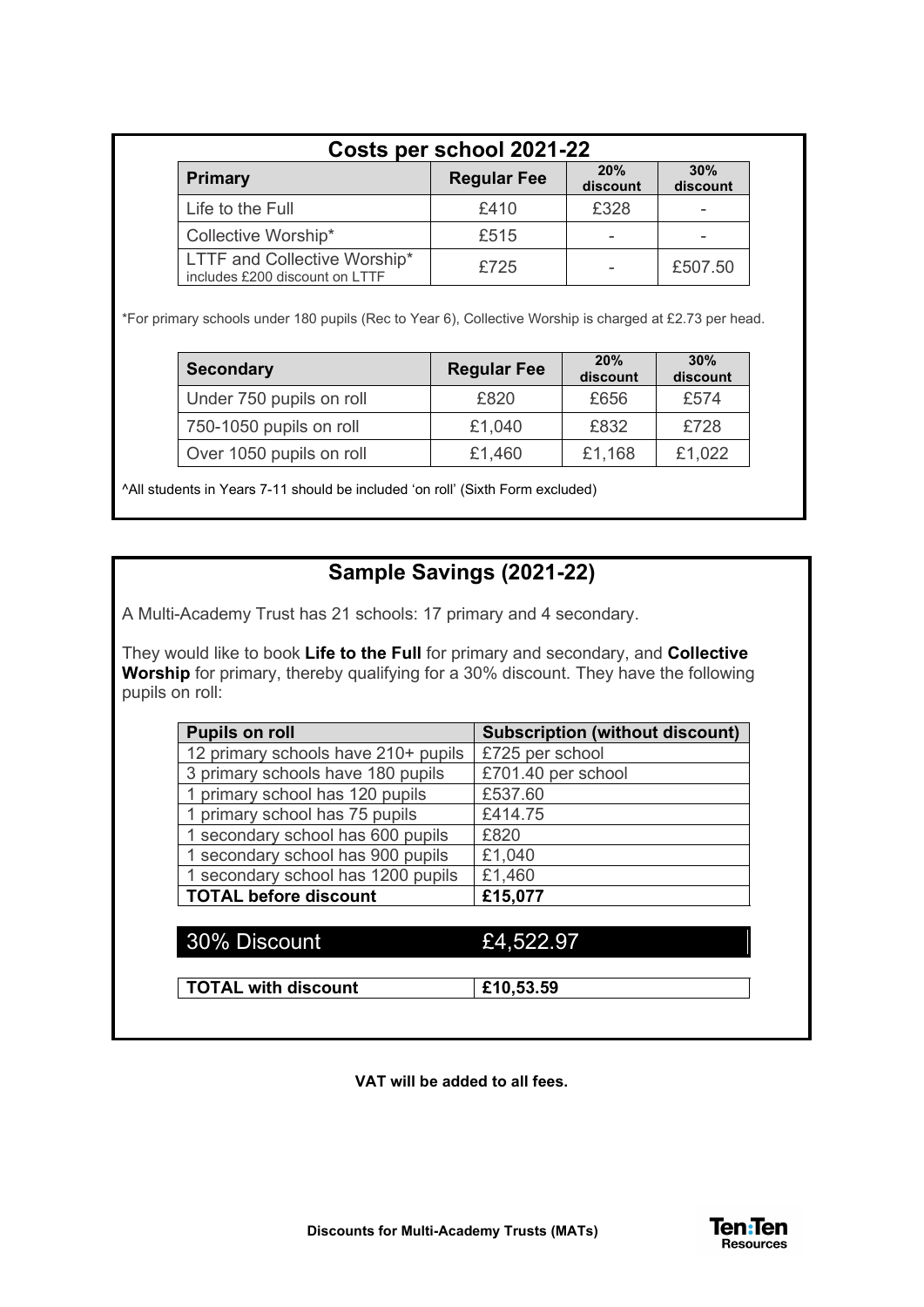## Costs per school 2021-22

| Primary | Regular Fee | 20% discount | 30% discount |
|---|---|---|---|
| Life to the Full | £410 | £328 | - |
| Collective Worship* | £515 | - | - |
| LTTF and Collective Worship* includes £200 discount on LTTF | £725 | - | £507.50 |

*For primary schools under 180 pupils (Rec to Year 6), Collective Worship is charged at £2.73 per head.

| Secondary | Regular Fee | 20% discount | 30% discount |
|---|---|---|---|
| Under 750 pupils on roll | £820 | £656 | £574 |
| 750-1050 pupils on roll | £1,040 | £832 | £728 |
| Over 1050 pupils on roll | £1,460 | £1,168 | £1,022 |

^All students in Years 7-11 should be included 'on roll' (Sixth Form excluded)

## Sample Savings (2021-22)

A Multi-Academy Trust has 21 schools: 17 primary and 4 secondary.

They would like to book **Life to the Full** for primary and secondary, and **Collective Worship** for primary, thereby qualifying for a 30% discount. They have the following pupils on roll:

| Pupils on roll | Subscription (without discount) |
|---|---|
| 12 primary schools have 210+ pupils | £725 per school |
| 3 primary schools have 180 pupils | £701.40 per school |
| 1 primary school has 120 pupils | £537.60 |
| 1 primary school has 75 pupils | £414.75 |
| 1 secondary school has 600 pupils | £820 |
| 1 secondary school has 900 pupils | £1,040 |
| 1 secondary school has 1200 pupils | £1,460 |
| **TOTAL before discount** | **£15,077** |
| 30% Discount | £4,522.97 |
| **TOTAL with discount** | **£10,53.59** |

**VAT will be added to all fees.**